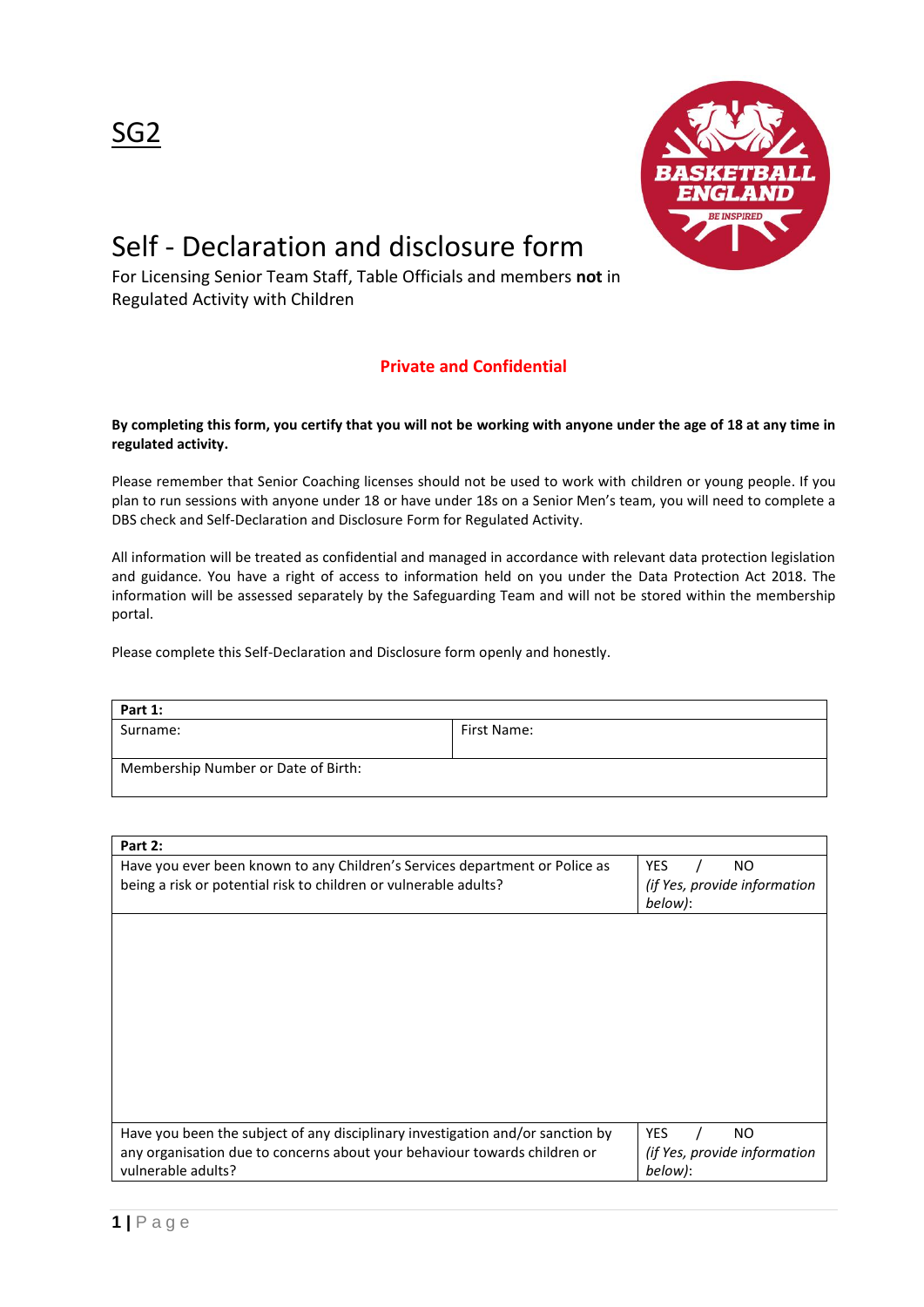SG2

# Self - Declaration and disclosure form

For Licensing Senior Team Staff, Table Officials and members **not** in Regulated Activity with Children

**Private and Confidential**

**By completing this form, you certify that you will not be working with anyone under the age of 18 at any time in regulated activity.**

Please remember that Senior Coaching licenses should not be used to work with children or young people. If you plan to run sessions with anyone under 18 or have under 18s on a Senior Men's team, you will need to complete a DBS check and Self-Declaration and Disclosure Form for Regulated Activity.

All information will be treated as confidential and managed in accordance with relevant data protection legislation and guidance. You have a right of access to information held on you under the Data Protection Act 2018. The information will be assessed separately by the Safeguarding Team and will not be stored within the membership portal.

Please complete this Self-Declaration and Disclosure form openly and honestly.

| **Part 1:** | |
|---|---|
| Surname: | First Name: |
| Membership Number or Date of Birth: | |

| **Part 2:** | |
|---|---|
| Have you ever been known to any Children's Services department or Police as being a risk or potential risk to children or vulnerable adults? | YES / NO *(if Yes, provide information below)*: |
| | |
| Have you been the subject of any disciplinary investigation and/or sanction by any organisation due to concerns about your behaviour towards children or vulnerable adults? | YES / NO *(if Yes, provide information below)*: |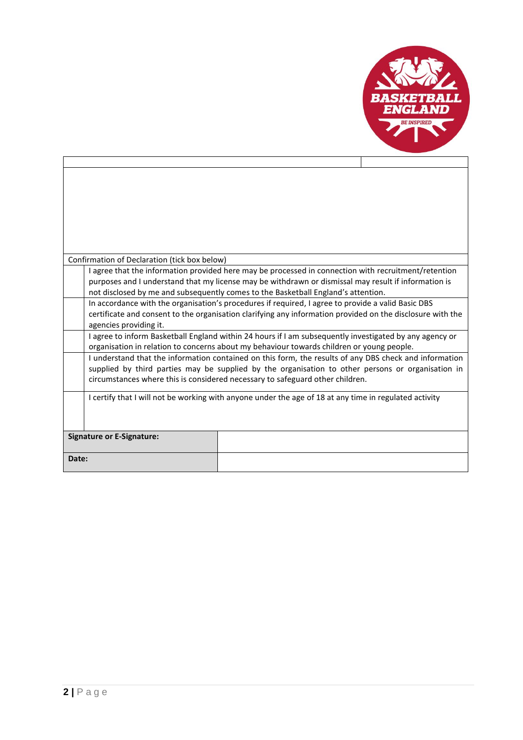| | |
|---|---|
| | |
| | |

Confirmation of Declaration (tick box below)

| | |
|---|---|
| | I agree that the information provided here may be processed in connection with recruitment/retention purposes and I understand that my license may be withdrawn or dismissal may result if information is not disclosed by me and subsequently comes to the Basketball England's attention. |
| | In accordance with the organisation's procedures if required, I agree to provide a valid Basic DBS certificate and consent to the organisation clarifying any information provided on the disclosure with the agencies providing it. |
| | I agree to inform Basketball England within 24 hours if I am subsequently investigated by any agency or organisation in relation to concerns about my behaviour towards children or young people. |
| | I understand that the information contained on this form, the results of any DBS check and information supplied by third parties may be supplied by the organisation to other persons or organisation in circumstances where this is considered necessary to safeguard other children. |
| | I certify that I will not be working with anyone under the age of 18 at any time in regulated activity |

| | |
|---|---|
| **Signature or E-Signature:** | |
| **Date:** | |